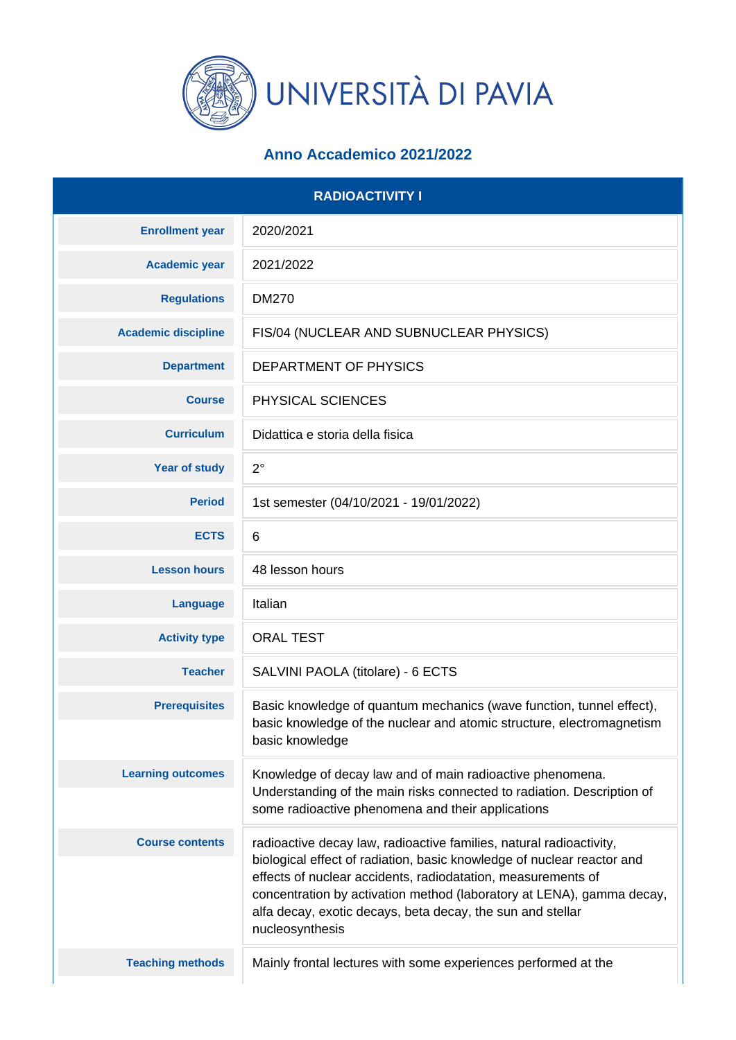# UNIVERSITÀ DI PAVIA

## Anno Accademico 2021/2022

| RADIOACTIVITY I | |
|---|---|
| **Enrollment year** | 2020/2021 |
| **Academic year** | 2021/2022 |
| **Regulations** | DM270 |
| **Academic discipline** | FIS/04 (NUCLEAR AND SUBNUCLEAR PHYSICS) |
| **Department** | DEPARTMENT OF PHYSICS |
| **Course** | PHYSICAL SCIENCES |
| **Curriculum** | Didattica e storia della fisica |
| **Year of study** | 2° |
| **Period** | 1st semester (04/10/2021 - 19/01/2022) |
| **ECTS** | 6 |
| **Lesson hours** | 48 lesson hours |
| **Language** | Italian |
| **Activity type** | ORAL TEST |
| **Teacher** | SALVINI PAOLA (titolare) - 6 ECTS |
| **Prerequisites** | Basic knowledge of quantum mechanics (wave function, tunnel effect), basic knowledge of the nuclear and atomic structure, electromagnetism basic knowledge |
| **Learning outcomes** | Knowledge of decay law and of main radioactive phenomena. Understanding of the main risks connected to radiation. Description of some radioactive phenomena and their applications |
| **Course contents** | radioactive decay law, radioactive families, natural radioactivity, biological effect of radiation, basic knowledge of nuclear reactor and effects of nuclear accidents, radiodatation, measurements of concentration by activation method (laboratory at LENA), gamma decay, alfa decay, exotic decays, beta decay, the sun and stellar nucleosynthesis |
| **Teaching methods** | Mainly frontal lectures with some experiences performed at the |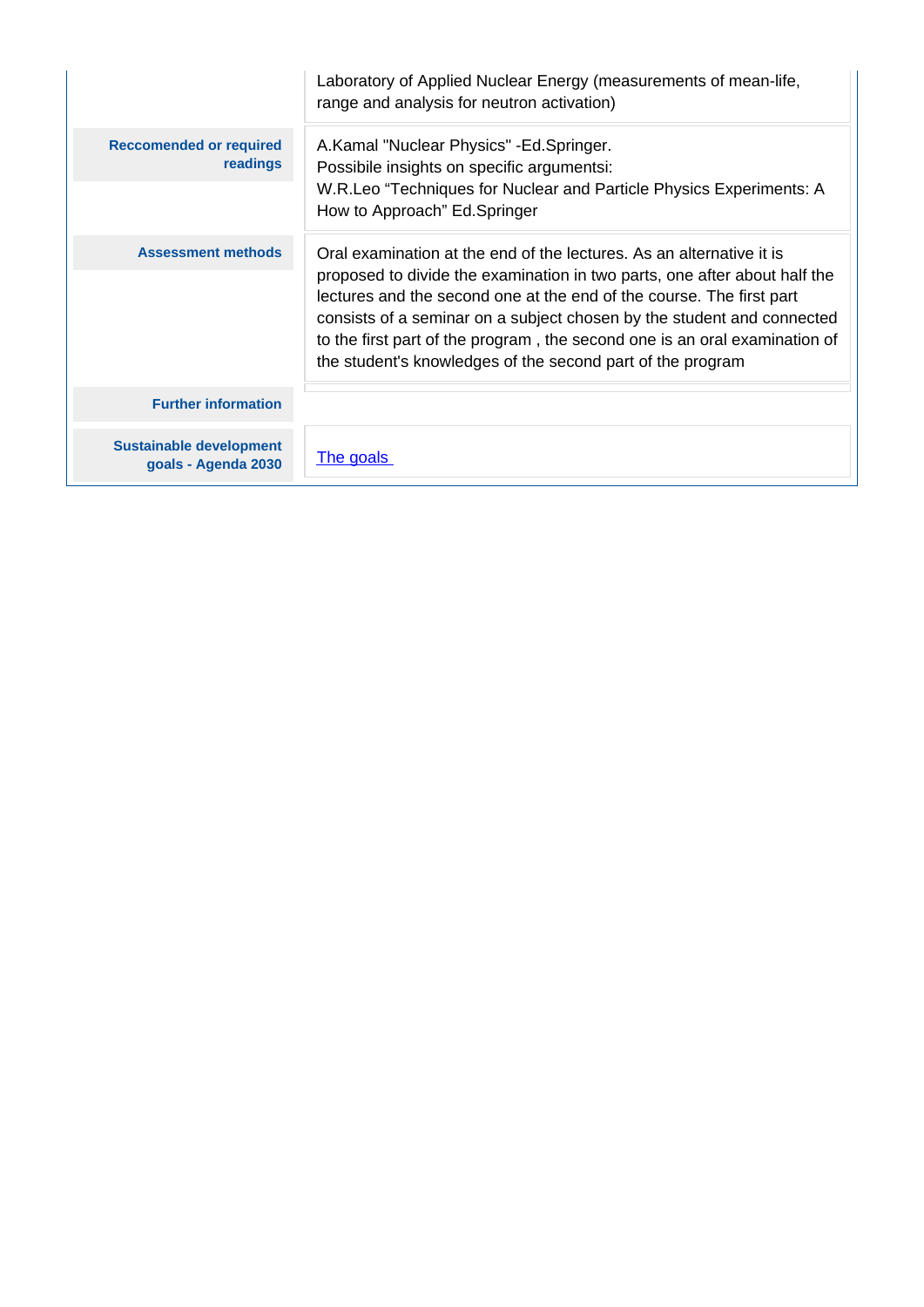| | |
|---|---|
| | Laboratory of Applied Nuclear Energy (measurements of mean-life, range and analysis for neutron activation) |
| **Reccomended or required readings** | A.Kamal "Nuclear Physics" -Ed.Springer.<br>Possibile insights on specific argumentsi:<br>W.R.Leo “Techniques for Nuclear and Particle Physics Experiments: A How to Approach” Ed.Springer |
| **Assessment methods** | Oral examination at the end of the lectures. As an alternative it is proposed to divide the examination in two parts, one after about half the lectures and the second one at the end of the course. The first part consists of a seminar on a subject chosen by the student and connected to the first part of the program , the second one is an oral examination of the student's knowledges of the second part of the program |
| **Further information** | |
| **Sustainable development goals - Agenda 2030** | The goals |